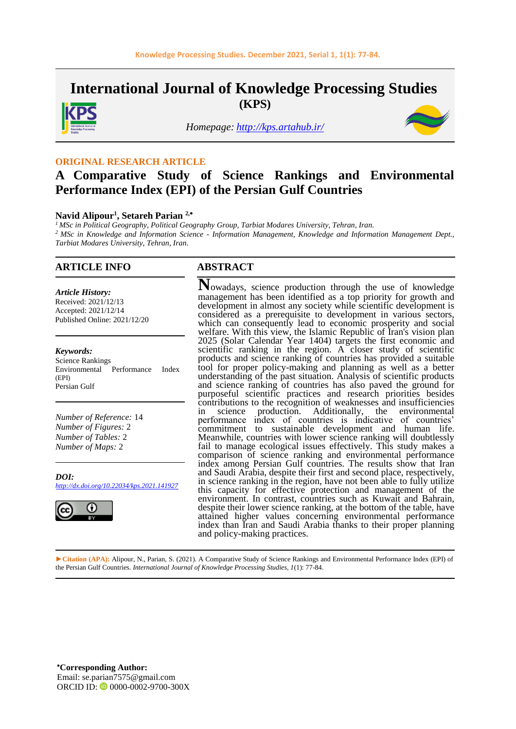# International Journal of Knowledge Processing Studies

**(KPS)**

*Homepage: http://kps.artahub.ir/*

**ORIGINAL RESEARCH ARTICLE**

# A Comparative Study of Science Rankings and Environmental Performance Index (EPI) of the Persian Gulf Countries

**Navid Alipour[1], Setareh Parian [2,\*]**

[1] *MSc in Political Geography, Political Geography Group, Tarbiat Modares University, Tehran, Iran.*

[2] *MSc in Knowledge and Information Science - Information Management, Knowledge and Information Management Dept., Tarbiat Modares University, Tehran, Iran.*

## ARTICLE INFO

*Article History:*
Received: 2021/12/13
Accepted: 2021/12/14
Published Online: 2021/12/20

*Keywords:*
Science Rankings
Environmental Performance Index (EPI)
Persian Gulf

*Number of Reference:* 14
*Number of Figures:* 2
*Number of Tables:* 2
*Number of Maps:* 2

***DOI:***
*http://dx.doi.org/10.22034/kps.2021.141927*

## ABSTRACT

Nowadays, science production through the use of knowledge management has been identified as a top priority for growth and development in almost any society while scientific development is considered as a prerequisite to development in various sectors, which can consequently lead to economic prosperity and social welfare. With this view, the Islamic Republic of Iran's vision plan 2025 (Solar Calendar Year 1404) targets the first economic and scientific ranking in the region. A closer study of scientific products and science ranking of countries has provided a suitable tool for proper policy-making and planning as well as a better understanding of the past situation. Analysis of scientific products and science ranking of countries has also paved the ground for purposeful scientific practices and research priorities besides contributions to the recognition of weaknesses and insufficiencies in science production. Additionally, the environmental performance index of countries is indicative of countries' commitment to sustainable development and human life. Meanwhile, countries with lower science ranking will doubtlessly fail to manage ecological issues effectively. This study makes a comparison of science ranking and environmental performance index among Persian Gulf countries. The results show that Iran and Saudi Arabia, despite their first and second place, respectively, in science ranking in the region, have not been able to fully utilize this capacity for effective protection and management of the environment. In contrast, countries such as Kuwait and Bahrain, despite their lower science ranking, at the bottom of the table, have attained higher values concerning environmental performance index than Iran and Saudi Arabia thanks to their proper planning and policy-making practices.

►**Citation (APA):** Alipour, N., Parian, S. (2021). A Comparative Study of Science Rankings and Environmental Performance Index (EPI) of the Persian Gulf Countries. *International Journal of Knowledge Processing Studies, 1*(1): 77-84.

**\*Corresponding Author:**
Email: se.parian7575@gmail.com
ORCID ID: 0000-0002-9700-300X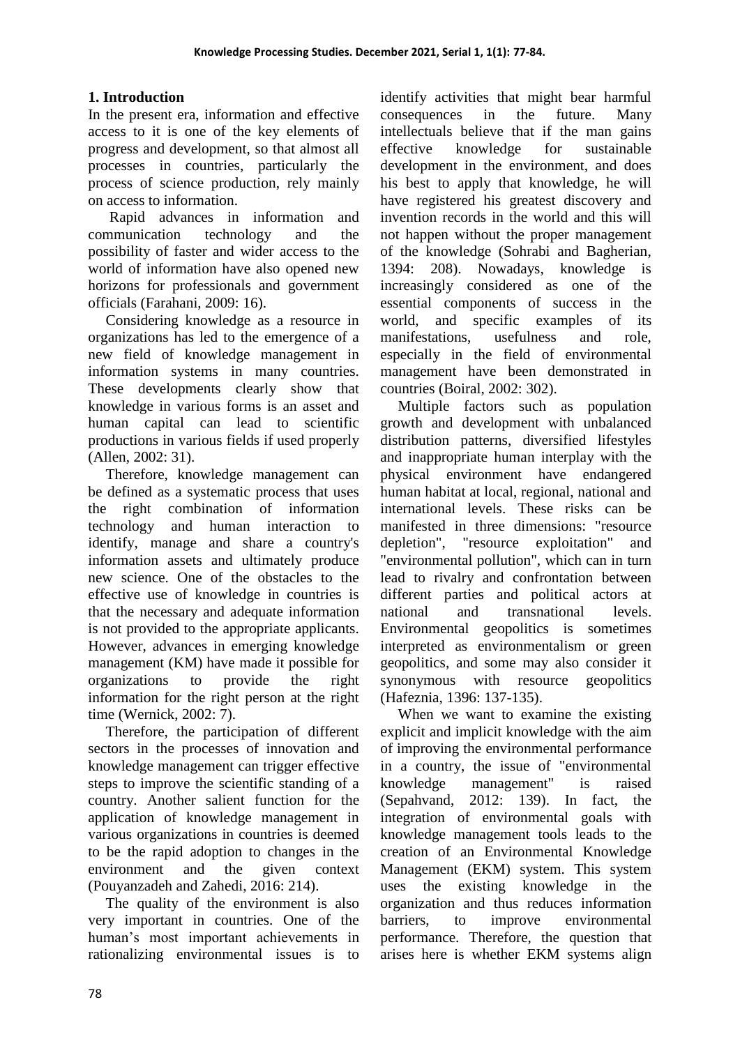## 1. Introduction

In the present era, information and effective access to it is one of the key elements of progress and development, so that almost all processes in countries, particularly the process of science production, rely mainly on access to information.

Rapid advances in information and communication technology and the possibility of faster and wider access to the world of information have also opened new horizons for professionals and government officials (Farahani, 2009: 16).

Considering knowledge as a resource in organizations has led to the emergence of a new field of knowledge management in information systems in many countries. These developments clearly show that knowledge in various forms is an asset and human capital can lead to scientific productions in various fields if used properly (Allen, 2002: 31).

Therefore, knowledge management can be defined as a systematic process that uses the right combination of information technology and human interaction to identify, manage and share a country's information assets and ultimately produce new science. One of the obstacles to the effective use of knowledge in countries is that the necessary and adequate information is not provided to the appropriate applicants. However, advances in emerging knowledge management (KM) have made it possible for organizations to provide the right information for the right person at the right time (Wernick, 2002: 7).

Therefore, the participation of different sectors in the processes of innovation and knowledge management can trigger effective steps to improve the scientific standing of a country. Another salient function for the application of knowledge management in various organizations in countries is deemed to be the rapid adoption to changes in the environment and the given context (Pouyanzadeh and Zahedi, 2016: 214).

The quality of the environment is also very important in countries. One of the human's most important achievements in rationalizing environmental issues is to identify activities that might bear harmful consequences in the future. Many intellectuals believe that if the man gains effective knowledge for sustainable development in the environment, and does his best to apply that knowledge, he will have registered his greatest discovery and invention records in the world and this will not happen without the proper management of the knowledge (Sohrabi and Bagherian, 1394: 208). Nowadays, knowledge is increasingly considered as one of the essential components of success in the world, and specific examples of its manifestations, usefulness and role, especially in the field of environmental management have been demonstrated in countries (Boiral, 2002: 302).

Multiple factors such as population growth and development with unbalanced distribution patterns, diversified lifestyles and inappropriate human interplay with the physical environment have endangered human habitat at local, regional, national and international levels. These risks can be manifested in three dimensions: "resource depletion", "resource exploitation" and "environmental pollution", which can in turn lead to rivalry and confrontation between different parties and political actors at national and transnational levels. Environmental geopolitics is sometimes interpreted as environmentalism or green geopolitics, and some may also consider it synonymous with resource geopolitics (Hafeznia, 1396: 137-135).

When we want to examine the existing explicit and implicit knowledge with the aim of improving the environmental performance in a country, the issue of "environmental knowledge management" is raised (Sepahvand, 2012: 139). In fact, the integration of environmental goals with knowledge management tools leads to the creation of an Environmental Knowledge Management (EKM) system. This system uses the existing knowledge in the organization and thus reduces information barriers, to improve environmental performance. Therefore, the question that arises here is whether EKM systems align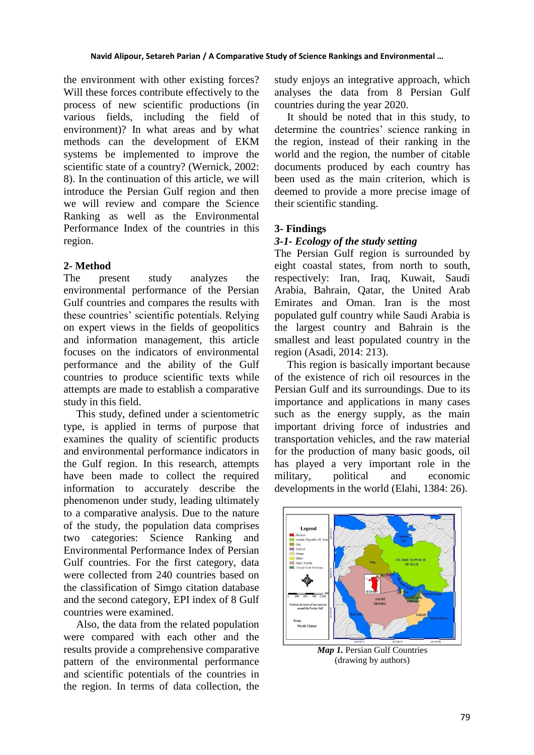the environment with other existing forces? Will these forces contribute effectively to the process of new scientific productions (in various fields, including the field of environment)? In what areas and by what methods can the development of EKM systems be implemented to improve the scientific state of a country? (Wernick, 2002: 8). In the continuation of this article, we will introduce the Persian Gulf region and then we will review and compare the Science Ranking as well as the Environmental Performance Index of the countries in this region.

## 2- Method

The present study analyzes the environmental performance of the Persian Gulf countries and compares the results with these countries' scientific potentials. Relying on expert views in the fields of geopolitics and information management, this article focuses on the indicators of environmental performance and the ability of the Gulf countries to produce scientific texts while attempts are made to establish a comparative study in this field.

This study, defined under a scientometric type, is applied in terms of purpose that examines the quality of scientific products and environmental performance indicators in the Gulf region. In this research, attempts have been made to collect the required information to accurately describe the phenomenon under study, leading ultimately to a comparative analysis. Due to the nature of the study, the population data comprises two categories: Science Ranking and Environmental Performance Index of Persian Gulf countries. For the first category, data were collected from 240 countries based on the classification of Simgo citation database and the second category, EPI index of 8 Gulf countries were examined.

Also, the data from the related population were compared with each other and the results provide a comprehensive comparative pattern of the environmental performance and scientific potentials of the countries in the region. In terms of data collection, the study enjoys an integrative approach, which analyses the data from 8 Persian Gulf countries during the year 2020.

It should be noted that in this study, to determine the countries' science ranking in the region, instead of their ranking in the world and the region, the number of citable documents produced by each country has been used as the main criterion, which is deemed to provide a more precise image of their scientific standing.

## 3- Findings

### *3-1- Ecology of the study setting*

The Persian Gulf region is surrounded by eight coastal states, from north to south, respectively: Iran, Iraq, Kuwait, Saudi Arabia, Bahrain, Qatar, the United Arab Emirates and Oman. Iran is the most populated gulf country while Saudi Arabia is the largest country and Bahrain is the smallest and least populated country in the region (Asadi, 2014: 213).

This region is basically important because of the existence of rich oil resources in the Persian Gulf and its surroundings. Due to its importance and applications in many cases such as the energy supply, as the main important driving force of industries and transportation vehicles, and the raw material for the production of many basic goods, oil has played a very important role in the military, political and economic developments in the world (Elahi, 1384: 26).

***Map 1.*** Persian Gulf Countries (drawing by authors)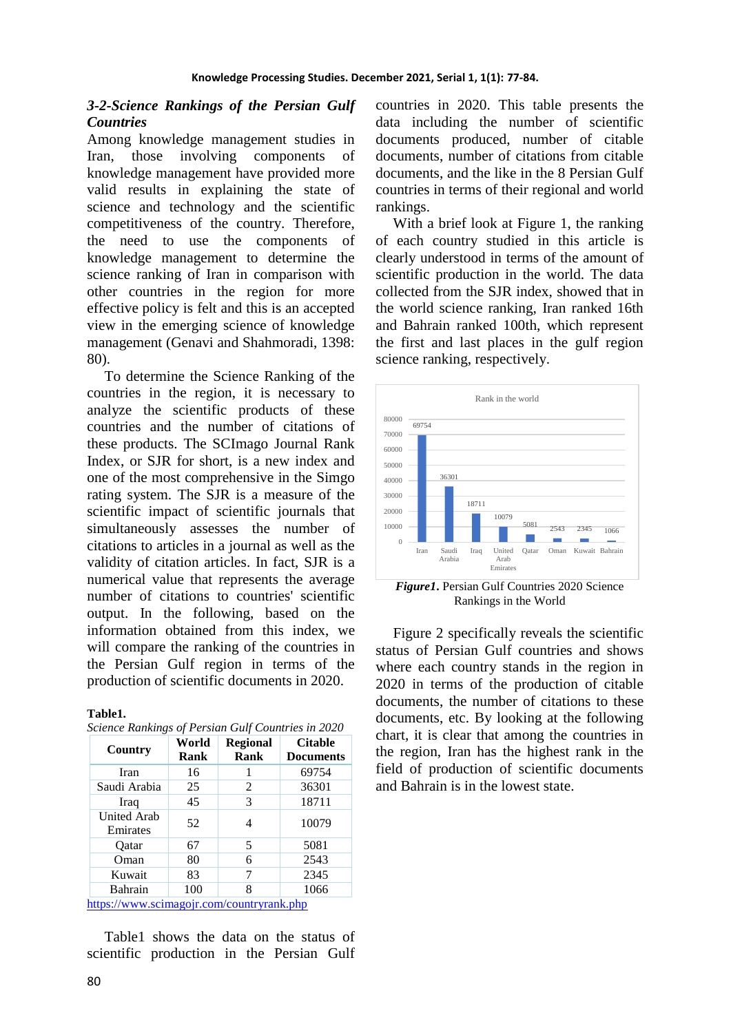### *3-2-Science Rankings of the Persian Gulf Countries*

Among knowledge management studies in Iran, those involving components of knowledge management have provided more valid results in explaining the state of science and technology and the scientific competitiveness of the country. Therefore, the need to use the components of knowledge management to determine the science ranking of Iran in comparison with other countries in the region for more effective policy is felt and this is an accepted view in the emerging science of knowledge management (Genavi and Shahmoradi, 1398: 80).

To determine the Science Ranking of the countries in the region, it is necessary to analyze the scientific products of these countries and the number of citations of these products. The SCImago Journal Rank Index, or SJR for short, is a new index and one of the most comprehensive in the Simgo rating system. The SJR is a measure of the scientific impact of scientific journals that simultaneously assesses the number of citations to articles in a journal as well as the validity of citation articles. In fact, SJR is a numerical value that represents the average number of citations to countries' scientific output. In the following, based on the information obtained from this index, we will compare the ranking of the countries in the Persian Gulf region in terms of the production of scientific documents in 2020.

**Table1.**

*Science Rankings of Persian Gulf Countries in 2020*

| Country | World Rank | Regional Rank | Citable Documents |
|---|---|---|---|
| Iran | 16 | 1 | 69754 |
| Saudi Arabia | 25 | 2 | 36301 |
| Iraq | 45 | 3 | 18711 |
| United Arab Emirates | 52 | 4 | 10079 |
| Qatar | 67 | 5 | 5081 |
| Oman | 80 | 6 | 2543 |
| Kuwait | 83 | 7 | 2345 |
| Bahrain | 100 | 8 | 1066 |

https://www.scimagojr.com/countryrank.php

Table1 shows the data on the status of scientific production in the Persian Gulf countries in 2020. This table presents the data including the number of scientific documents produced, number of citable documents, number of citations from citable documents, and the like in the 8 Persian Gulf countries in terms of their regional and world rankings.

With a brief look at Figure 1, the ranking of each country studied in this article is clearly understood in terms of the amount of scientific production in the world. The data collected from the SJR index, showed that in the world science ranking, Iran ranked 16th and Bahrain ranked 100th, which represent the first and last places in the gulf region science ranking, respectively.

***Figure1.*** Persian Gulf Countries 2020 Science Rankings in the World

Figure 2 specifically reveals the scientific status of Persian Gulf countries and shows where each country stands in the region in 2020 in terms of the production of citable documents, the number of citations to these documents, etc. By looking at the following chart, it is clear that among the countries in the region, Iran has the highest rank in the field of production of scientific documents and Bahrain is in the lowest state.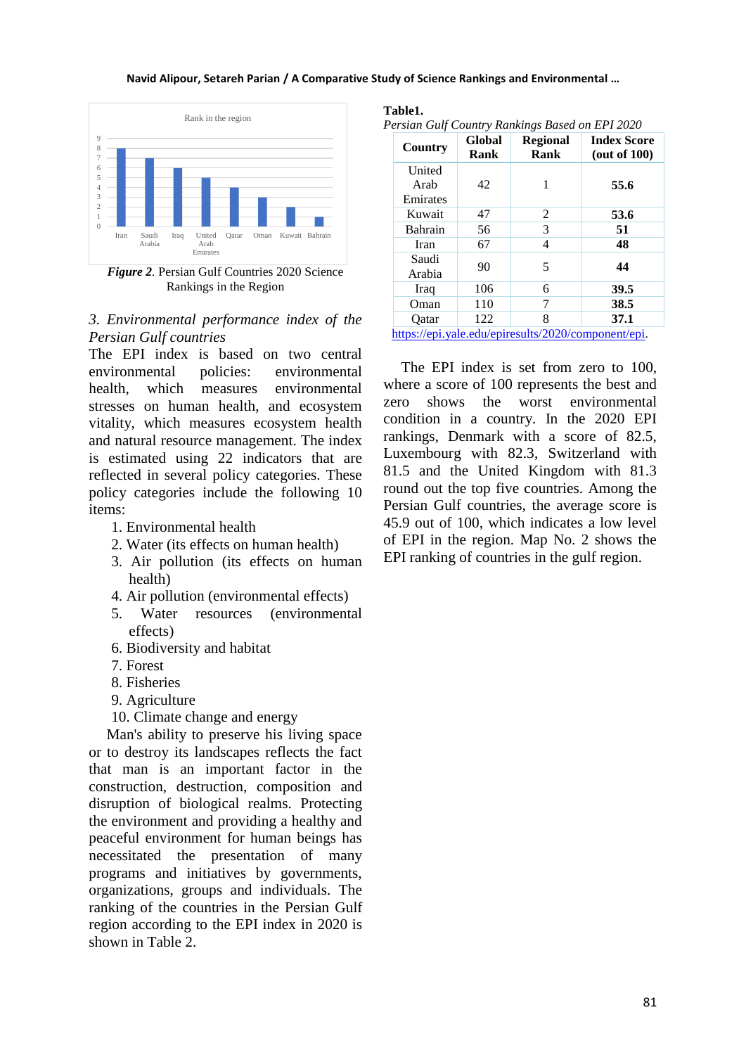*Figure 2*. Persian Gulf Countries 2020 Science Rankings in the Region

*3. Environmental performance index of the Persian Gulf countries*

The EPI index is based on two central environmental policies: environmental health, which measures environmental stresses on human health, and ecosystem vitality, which measures ecosystem health and natural resource management. The index is estimated using 22 indicators that are reflected in several policy categories. These policy categories include the following 10 items:

1. Environmental health
2. Water (its effects on human health)
3. Air pollution (its effects on human health)
4. Air pollution (environmental effects)
5. Water resources (environmental effects)
6. Biodiversity and habitat
7. Forest
8. Fisheries
9. Agriculture
10. Climate change and energy

Man's ability to preserve his living space or to destroy its landscapes reflects the fact that man is an important factor in the construction, destruction, composition and disruption of biological realms. Protecting the environment and providing a healthy and peaceful environment for human beings has necessitated the presentation of many programs and initiatives by governments, organizations, groups and individuals. The ranking of the countries in the Persian Gulf region according to the EPI index in 2020 is shown in Table 2.

**Table1.**

*Persian Gulf Country Rankings Based on EPI 2020*

| Country | Global Rank | Regional Rank | Index Score (out of 100) |
|---|---|---|---|
| United Arab Emirates | 42 | 1 | **55.6** |
| Kuwait | 47 | 2 | **53.6** |
| Bahrain | 56 | 3 | **51** |
| Iran | 67 | 4 | **48** |
| Saudi Arabia | 90 | 5 | **44** |
| Iraq | 106 | 6 | **39.5** |
| Oman | 110 | 7 | **38.5** |
| Qatar | 122 | 8 | **37.1** |

https://epi.yale.edu/epiresults/2020/component/epi.

The EPI index is set from zero to 100, where a score of 100 represents the best and zero shows the worst environmental condition in a country. In the 2020 EPI rankings, Denmark with a score of 82.5, Luxembourg with 82.3, Switzerland with 81.5 and the United Kingdom with 81.3 round out the top five countries. Among the Persian Gulf countries, the average score is 45.9 out of 100, which indicates a low level of EPI in the region. Map No. 2 shows the EPI ranking of countries in the gulf region.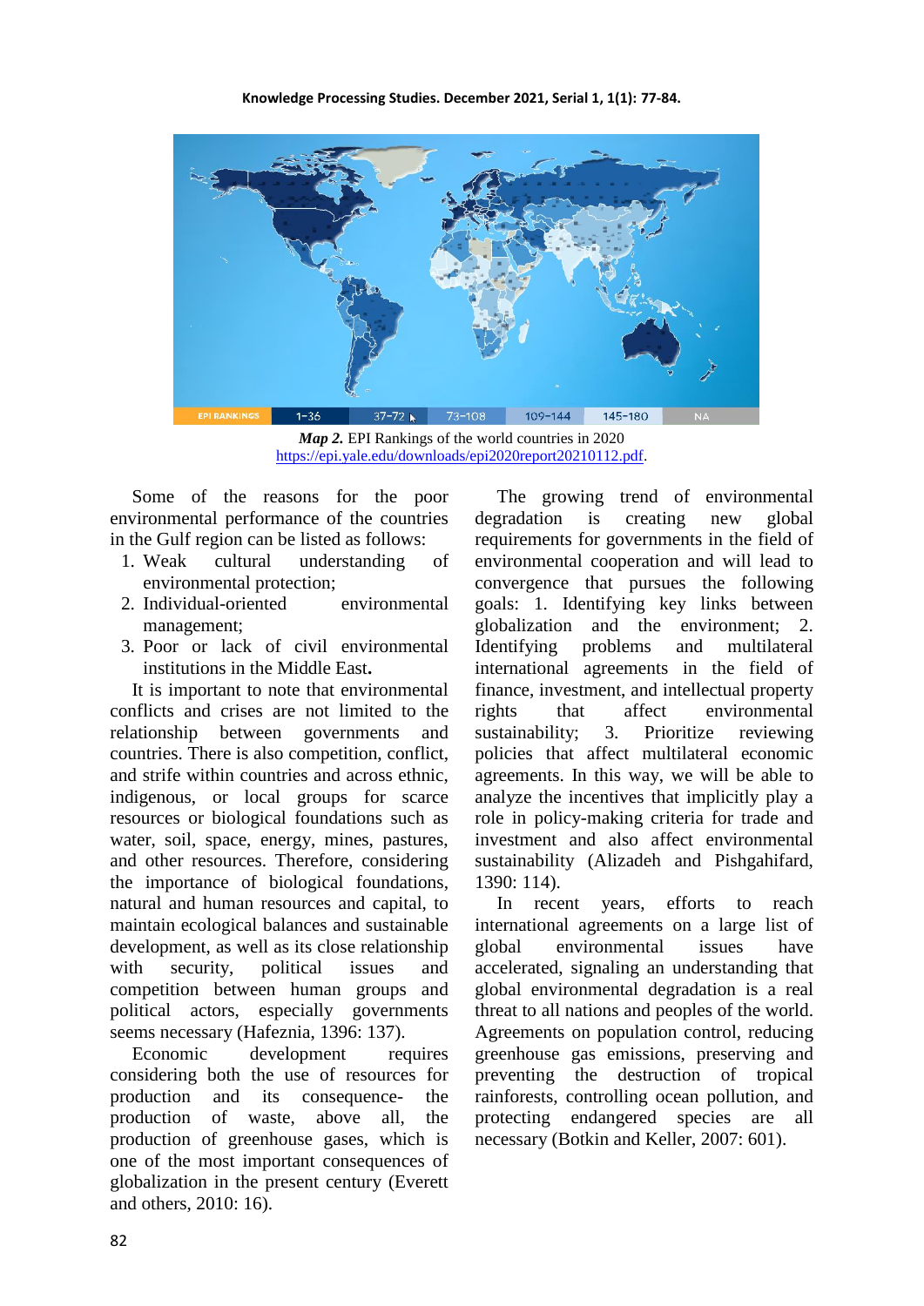*Map 2.* EPI Rankings of the world countries in 2020
https://epi.yale.edu/downloads/epi2020report20210112.pdf.

Some of the reasons for the poor environmental performance of the countries in the Gulf region can be listed as follows:

1. Weak cultural understanding of environmental protection;
2. Individual-oriented environmental management;
3. Poor or lack of civil environmental institutions in the Middle East**.**

It is important to note that environmental conflicts and crises are not limited to the relationship between governments and countries. There is also competition, conflict, and strife within countries and across ethnic, indigenous, or local groups for scarce resources or biological foundations such as water, soil, space, energy, mines, pastures, and other resources. Therefore, considering the importance of biological foundations, natural and human resources and capital, to maintain ecological balances and sustainable development, as well as its close relationship with security, political issues and competition between human groups and political actors, especially governments seems necessary (Hafeznia, 1396: 137).

Economic development requires considering both the use of resources for production and its consequence- the production of waste, above all, the production of greenhouse gases, which is one of the most important consequences of globalization in the present century (Everett and others, 2010: 16).

The growing trend of environmental degradation is creating new global requirements for governments in the field of environmental cooperation and will lead to convergence that pursues the following goals: 1. Identifying key links between globalization and the environment; 2. Identifying problems and multilateral international agreements in the field of finance, investment, and intellectual property rights that affect environmental sustainability; 3. Prioritize reviewing policies that affect multilateral economic agreements. In this way, we will be able to analyze the incentives that implicitly play a role in policy-making criteria for trade and investment and also affect environmental sustainability (Alizadeh and Pishgahifard, 1390: 114).

In recent years, efforts to reach international agreements on a large list of global environmental issues have accelerated, signaling an understanding that global environmental degradation is a real threat to all nations and peoples of the world. Agreements on population control, reducing greenhouse gas emissions, preserving and preventing the destruction of tropical rainforests, controlling ocean pollution, and protecting endangered species are all necessary (Botkin and Keller, 2007: 601).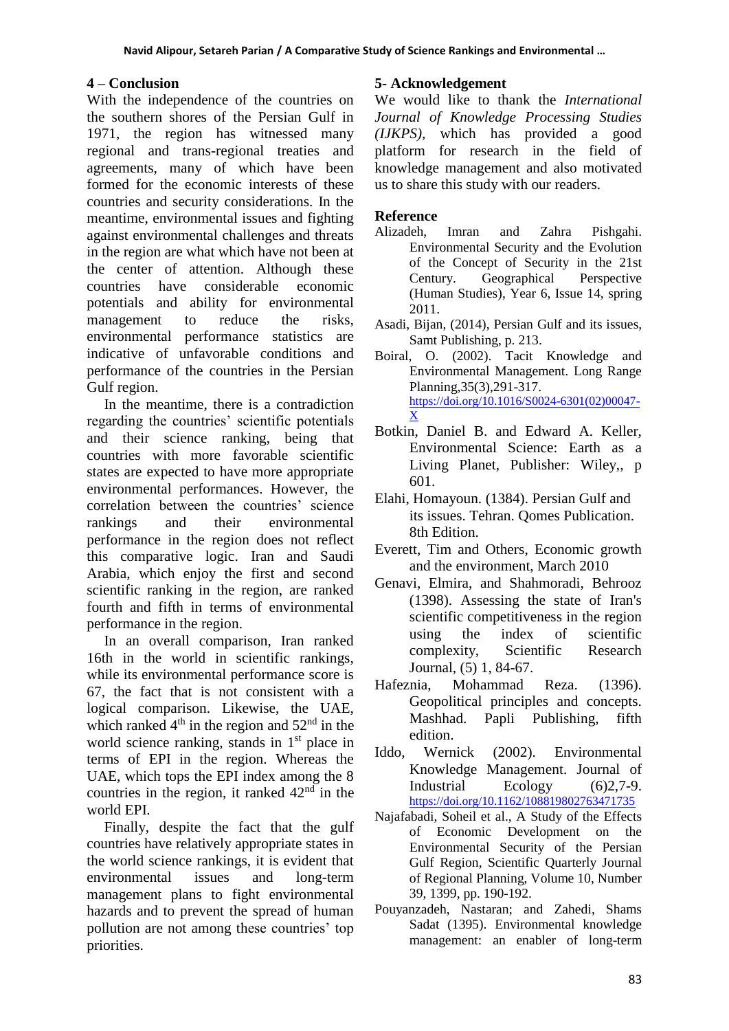## 4 – Conclusion

With the independence of the countries on the southern shores of the Persian Gulf in 1971, the region has witnessed many regional and trans-regional treaties and agreements, many of which have been formed for the economic interests of these countries and security considerations. In the meantime, environmental issues and fighting against environmental challenges and threats in the region are what which have not been at the center of attention. Although these countries have considerable economic potentials and ability for environmental management to reduce the risks, environmental performance statistics are indicative of unfavorable conditions and performance of the countries in the Persian Gulf region.

In the meantime, there is a contradiction regarding the countries' scientific potentials and their science ranking, being that countries with more favorable scientific states are expected to have more appropriate environmental performances. However, the correlation between the countries' science rankings and their environmental performance in the region does not reflect this comparative logic. Iran and Saudi Arabia, which enjoy the first and second scientific ranking in the region, are ranked fourth and fifth in terms of environmental performance in the region.

In an overall comparison, Iran ranked 16th in the world in scientific rankings, while its environmental performance score is 67, the fact that is not consistent with a logical comparison. Likewise, the UAE, which ranked 4th in the region and 52nd in the world science ranking, stands in 1st place in terms of EPI in the region. Whereas the UAE, which tops the EPI index among the 8 countries in the region, it ranked 42nd in the world EPI.

Finally, despite the fact that the gulf countries have relatively appropriate states in the world science rankings, it is evident that environmental issues and long-term management plans to fight environmental hazards and to prevent the spread of human pollution are not among these countries' top priorities.

## 5- Acknowledgement

We would like to thank the *International Journal of Knowledge Processing Studies (IJKPS)*, which has provided a good platform for research in the field of knowledge management and also motivated us to share this study with our readers.

## Reference

Alizadeh, Imran and Zahra Pishgahi. Environmental Security and the Evolution of the Concept of Security in the 21st Century. Geographical Perspective (Human Studies), Year 6, Issue 14, spring 2011.

Asadi, Bijan, (2014), Persian Gulf and its issues, Samt Publishing, p. 213.

Boiral, O. (2002). Tacit Knowledge and Environmental Management. Long Range Planning,35(3),291-317. https://doi.org/10.1016/S0024-6301(02)00047-X

Botkin, Daniel B. and Edward A. Keller, Environmental Science: Earth as a Living Planet, Publisher: Wiley,, p 601.

Elahi, Homayoun. (1384). Persian Gulf and its issues. Tehran. Qomes Publication. 8th Edition.

Everett, Tim and Others, Economic growth and the environment, March 2010

Genavi, Elmira, and Shahmoradi, Behrooz (1398). Assessing the state of Iran's scientific competitiveness in the region using the index of scientific complexity, Scientific Research Journal, (5) 1, 84-67.

Hafeznia, Mohammad Reza. (1396). Geopolitical principles and concepts. Mashhad. Papli Publishing, fifth edition.

Iddo, Wernick (2002). Environmental Knowledge Management. Journal of Industrial Ecology (6)2,7-9. https://doi.org/10.1162/108819802763471735

Najafabadi, Soheil et al., A Study of the Effects of Economic Development on the Environmental Security of the Persian Gulf Region, Scientific Quarterly Journal of Regional Planning, Volume 10, Number 39, 1399, pp. 190-192.

Pouyanzadeh, Nastaran; and Zahedi, Shams Sadat (1395). Environmental knowledge management: an enabler of long-term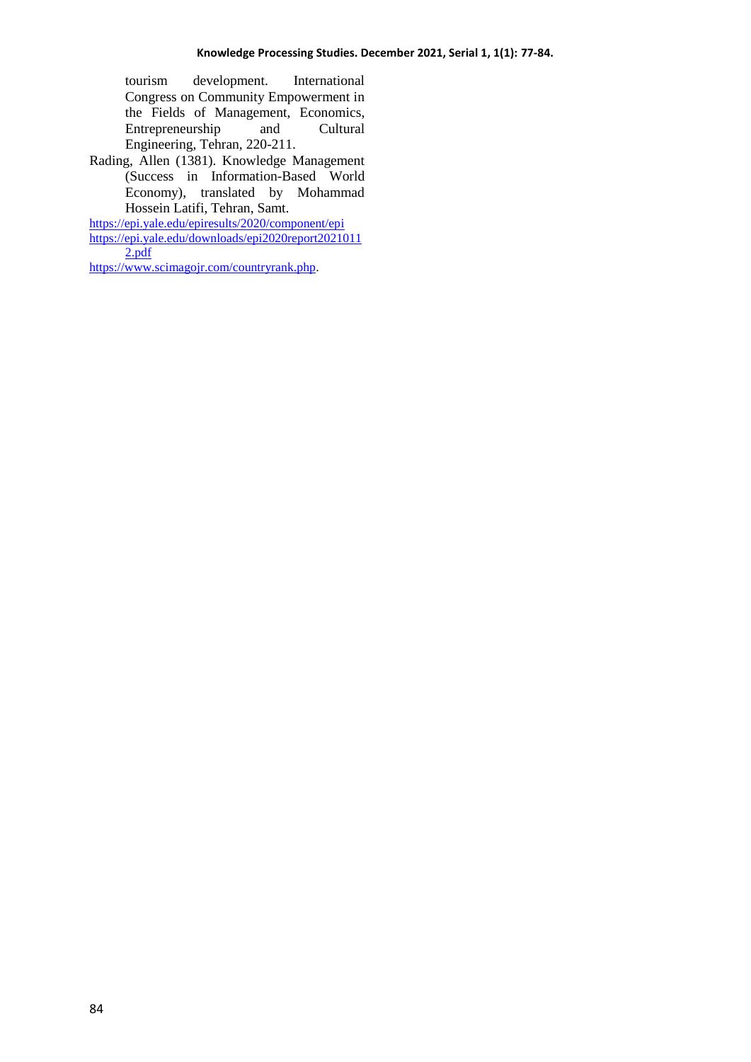tourism development. International Congress on Community Empowerment in the Fields of Management, Economics, Entrepreneurship and Cultural Engineering, Tehran, 220-211.

Rading, Allen (1381). Knowledge Management (Success in Information-Based World Economy), translated by Mohammad Hossein Latifi, Tehran, Samt.

https://epi.yale.edu/epiresults/2020/component/epi

https://epi.yale.edu/downloads/epi2020report20210112.pdf

https://www.scimagojr.com/countryrank.php.